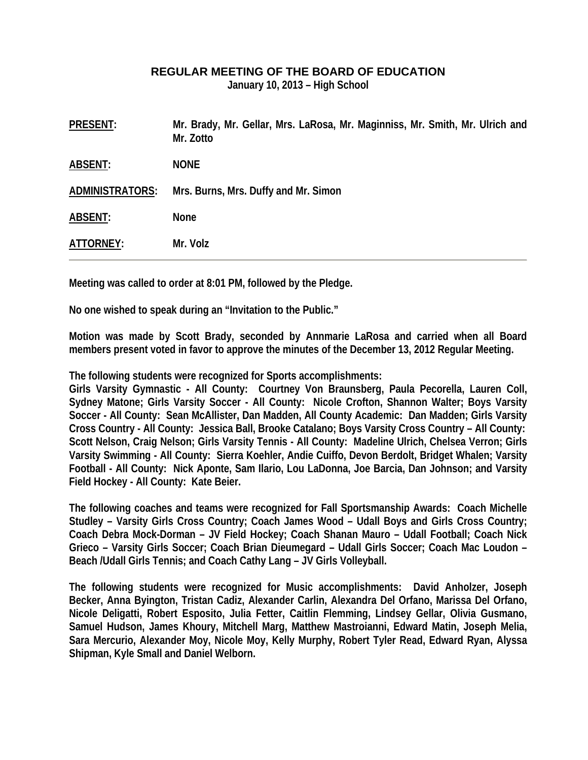# REGULAR MEETING OF THE BOARD OF EDUCATION

**January 10, 2013 – High School**

| | |
|---|---|
| **PRESENT:** | **Mr. Brady, Mr. Gellar, Mrs. LaRosa, Mr. Maginniss, Mr. Smith, Mr. Ulrich and Mr. Zotto** |
| **ABSENT:** | **NONE** |
| **ADMINISTRATORS:** | **Mrs. Burns, Mrs. Duffy and Mr. Simon** |
| **ABSENT:** | **None** |
| **ATTORNEY:** | **Mr. Volz** |

---

**Meeting was called to order at 8:01 PM, followed by the Pledge.**

**No one wished to speak during an "Invitation to the Public."**

**Motion was made by Scott Brady, seconded by Annmarie LaRosa and carried when all Board members present voted in favor to approve the minutes of the December 13, 2012 Regular Meeting.**

**The following students were recognized for Sports accomplishments:**
**Girls Varsity Gymnastic - All County: Courtney Von Braunsberg, Paula Pecorella, Lauren Coll, Sydney Matone; Girls Varsity Soccer - All County: Nicole Crofton, Shannon Walter; Boys Varsity Soccer - All County: Sean McAllister, Dan Madden, All County Academic: Dan Madden; Girls Varsity Cross Country - All County: Jessica Ball, Brooke Catalano; Boys Varsity Cross Country – All County: Scott Nelson, Craig Nelson; Girls Varsity Tennis - All County: Madeline Ulrich, Chelsea Verron; Girls Varsity Swimming - All County: Sierra Koehler, Andie Cuiffo, Devon Berdolt, Bridget Whalen; Varsity Football - All County: Nick Aponte, Sam Ilario, Lou LaDonna, Joe Barcia, Dan Johnson; and Varsity Field Hockey - All County: Kate Beier.**

**The following coaches and teams were recognized for Fall Sportsmanship Awards: Coach Michelle Studley – Varsity Girls Cross Country; Coach James Wood – Udall Boys and Girls Cross Country; Coach Debra Mock-Dorman – JV Field Hockey; Coach Shanan Mauro – Udall Football; Coach Nick Grieco – Varsity Girls Soccer; Coach Brian Dieumegard – Udall Girls Soccer; Coach Mac Loudon – Beach /Udall Girls Tennis; and Coach Cathy Lang – JV Girls Volleyball.**

**The following students were recognized for Music accomplishments: David Anholzer, Joseph Becker, Anna Byington, Tristan Cadiz, Alexander Carlin, Alexandra Del Orfano, Marissa Del Orfano, Nicole Deligatti, Robert Esposito, Julia Fetter, Caitlin Flemming, Lindsey Gellar, Olivia Gusmano, Samuel Hudson, James Khoury, Mitchell Marg, Matthew Mastroianni, Edward Matin, Joseph Melia, Sara Mercurio, Alexander Moy, Nicole Moy, Kelly Murphy, Robert Tyler Read, Edward Ryan, Alyssa Shipman, Kyle Small and Daniel Welborn.**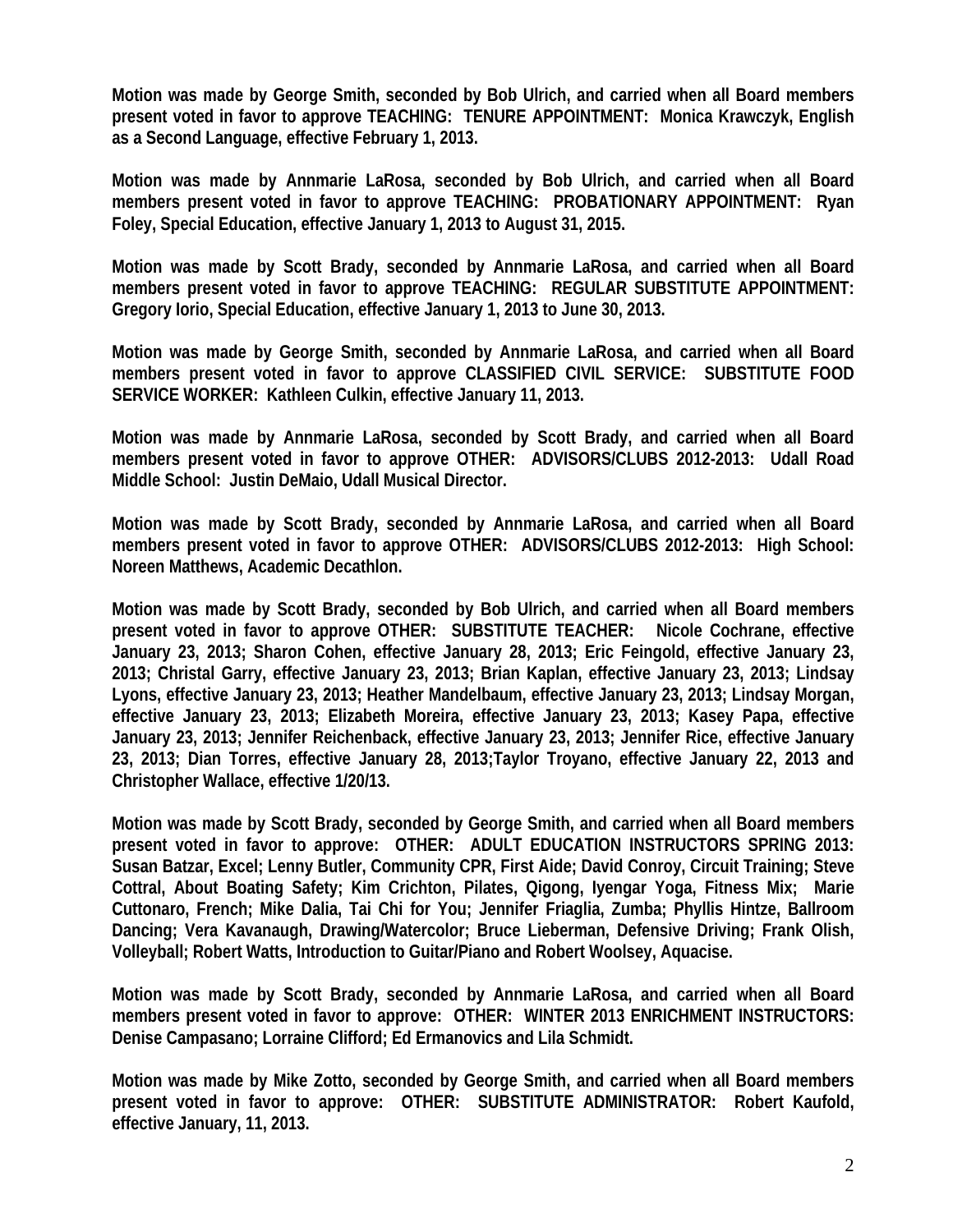**Motion was made by George Smith, seconded by Bob Ulrich, and carried when all Board members present voted in favor to approve TEACHING: TENURE APPOINTMENT: Monica Krawczyk, English as a Second Language, effective February 1, 2013.**

**Motion was made by Annmarie LaRosa, seconded by Bob Ulrich, and carried when all Board members present voted in favor to approve TEACHING: PROBATIONARY APPOINTMENT: Ryan Foley, Special Education, effective January 1, 2013 to August 31, 2015.**

**Motion was made by Scott Brady, seconded by Annmarie LaRosa, and carried when all Board members present voted in favor to approve TEACHING: REGULAR SUBSTITUTE APPOINTMENT: Gregory Iorio, Special Education, effective January 1, 2013 to June 30, 2013.**

**Motion was made by George Smith, seconded by Annmarie LaRosa, and carried when all Board members present voted in favor to approve CLASSIFIED CIVIL SERVICE: SUBSTITUTE FOOD SERVICE WORKER: Kathleen Culkin, effective January 11, 2013.**

**Motion was made by Annmarie LaRosa, seconded by Scott Brady, and carried when all Board members present voted in favor to approve OTHER: ADVISORS/CLUBS 2012-2013: Udall Road Middle School: Justin DeMaio, Udall Musical Director.**

**Motion was made by Scott Brady, seconded by Annmarie LaRosa, and carried when all Board members present voted in favor to approve OTHER: ADVISORS/CLUBS 2012-2013: High School: Noreen Matthews, Academic Decathlon.**

**Motion was made by Scott Brady, seconded by Bob Ulrich, and carried when all Board members present voted in favor to approve OTHER: SUBSTITUTE TEACHER: Nicole Cochrane, effective January 23, 2013; Sharon Cohen, effective January 28, 2013; Eric Feingold, effective January 23, 2013; Christal Garry, effective January 23, 2013; Brian Kaplan, effective January 23, 2013; Lindsay Lyons, effective January 23, 2013; Heather Mandelbaum, effective January 23, 2013; Lindsay Morgan, effective January 23, 2013; Elizabeth Moreira, effective January 23, 2013; Kasey Papa, effective January 23, 2013; Jennifer Reichenback, effective January 23, 2013; Jennifer Rice, effective January 23, 2013; Dian Torres, effective January 28, 2013;Taylor Troyano, effective January 22, 2013 and Christopher Wallace, effective 1/20/13.**

**Motion was made by Scott Brady, seconded by George Smith, and carried when all Board members present voted in favor to approve: OTHER: ADULT EDUCATION INSTRUCTORS SPRING 2013: Susan Batzar, Excel; Lenny Butler, Community CPR, First Aide; David Conroy, Circuit Training; Steve Cottral, About Boating Safety; Kim Crichton, Pilates, Qigong, Iyengar Yoga, Fitness Mix; Marie Cuttonaro, French; Mike Dalia, Tai Chi for You; Jennifer Friaglia, Zumba; Phyllis Hintze, Ballroom Dancing; Vera Kavanaugh, Drawing/Watercolor; Bruce Lieberman, Defensive Driving; Frank Olish, Volleyball; Robert Watts, Introduction to Guitar/Piano and Robert Woolsey, Aquacise.**

**Motion was made by Scott Brady, seconded by Annmarie LaRosa, and carried when all Board members present voted in favor to approve: OTHER: WINTER 2013 ENRICHMENT INSTRUCTORS: Denise Campasano; Lorraine Clifford; Ed Ermanovics and Lila Schmidt.**

**Motion was made by Mike Zotto, seconded by George Smith, and carried when all Board members present voted in favor to approve: OTHER: SUBSTITUTE ADMINISTRATOR: Robert Kaufold, effective January, 11, 2013.**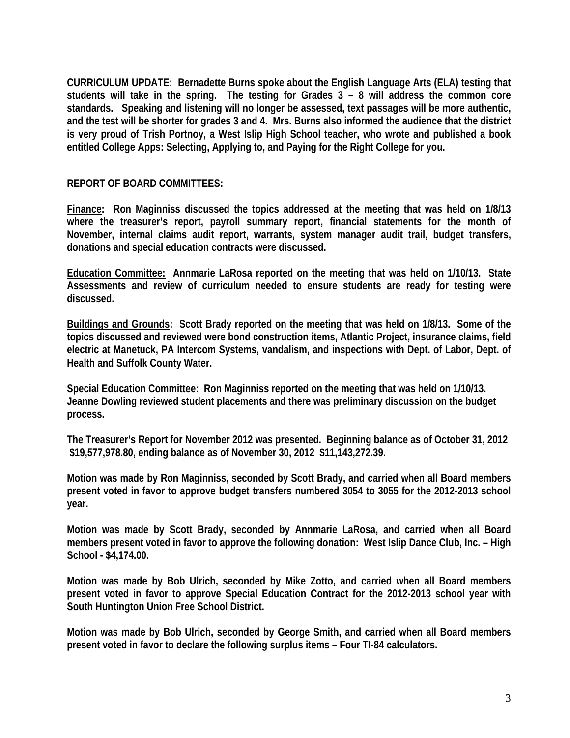**CURRICULUM UPDATE: Bernadette Burns spoke about the English Language Arts (ELA) testing that students will take in the spring. The testing for Grades 3 – 8 will address the common core standards. Speaking and listening will no longer be assessed, text passages will be more authentic, and the test will be shorter for grades 3 and 4. Mrs. Burns also informed the audience that the district is very proud of Trish Portnoy, a West Islip High School teacher, who wrote and published a book entitled College Apps: Selecting, Applying to, and Paying for the Right College for you.**

**REPORT OF BOARD COMMITTEES:**

**<u>Finance</u>: Ron Maginniss discussed the topics addressed at the meeting that was held on 1/8/13 where the treasurer's report, payroll summary report, financial statements for the month of November, internal claims audit report, warrants, system manager audit trail, budget transfers, donations and special education contracts were discussed.**

**<u>Education Committee:</u> Annmarie LaRosa reported on the meeting that was held on 1/10/13. State Assessments and review of curriculum needed to ensure students are ready for testing were discussed.**

**<u>Buildings and Grounds</u>: Scott Brady reported on the meeting that was held on 1/8/13. Some of the topics discussed and reviewed were bond construction items, Atlantic Project, insurance claims, field electric at Manetuck, PA Intercom Systems, vandalism, and inspections with Dept. of Labor, Dept. of Health and Suffolk County Water.**

**<u>Special Education Committee</u>: Ron Maginniss reported on the meeting that was held on 1/10/13. Jeanne Dowling reviewed student placements and there was preliminary discussion on the budget process.**

**The Treasurer's Report for November 2012 was presented. Beginning balance as of October 31, 2012 $19,577,978.80, ending balance as of November 30, 2012 $11,143,272.39.**

**Motion was made by Ron Maginniss, seconded by Scott Brady, and carried when all Board members present voted in favor to approve budget transfers numbered 3054 to 3055 for the 2012-2013 school year.**

**Motion was made by Scott Brady, seconded by Annmarie LaRosa, and carried when all Board members present voted in favor to approve the following donation: West Islip Dance Club, Inc. – High School - $4,174.00.**

**Motion was made by Bob Ulrich, seconded by Mike Zotto, and carried when all Board members present voted in favor to approve Special Education Contract for the 2012-2013 school year with South Huntington Union Free School District.**

**Motion was made by Bob Ulrich, seconded by George Smith, and carried when all Board members present voted in favor to declare the following surplus items – Four TI-84 calculators.**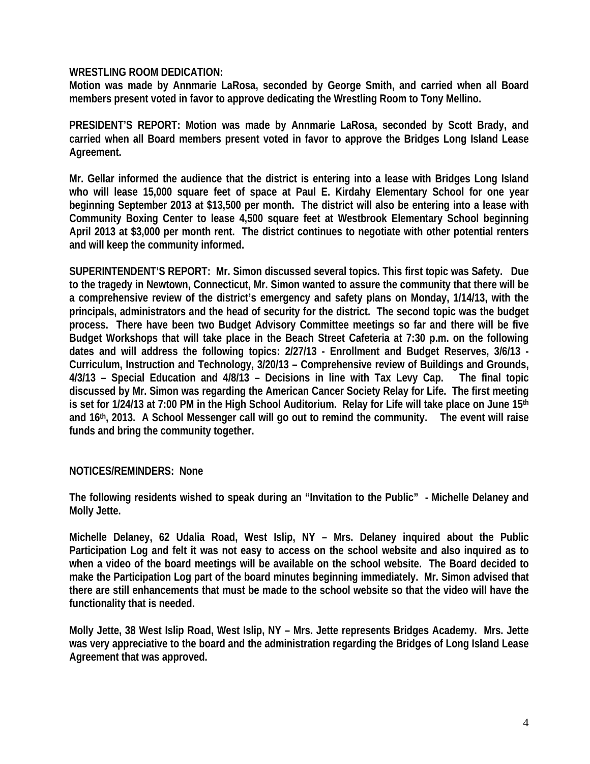**WRESTLING ROOM DEDICATION:**
**Motion was made by Annmarie LaRosa, seconded by George Smith, and carried when all Board members present voted in favor to approve dedicating the Wrestling Room to Tony Mellino.**

**PRESIDENT'S REPORT: Motion was made by Annmarie LaRosa, seconded by Scott Brady, and carried when all Board members present voted in favor to approve the Bridges Long Island Lease Agreement.**

**Mr. Gellar informed the audience that the district is entering into a lease with Bridges Long Island who will lease 15,000 square feet of space at Paul E. Kirdahy Elementary School for one year beginning September 2013 at $13,500 per month. The district will also be entering into a lease with Community Boxing Center to lease 4,500 square feet at Westbrook Elementary School beginning April 2013 at $3,000 per month rent. The district continues to negotiate with other potential renters and will keep the community informed.**

**SUPERINTENDENT'S REPORT: Mr. Simon discussed several topics. This first topic was Safety. Due to the tragedy in Newtown, Connecticut, Mr. Simon wanted to assure the community that there will be a comprehensive review of the district's emergency and safety plans on Monday, 1/14/13, with the principals, administrators and the head of security for the district. The second topic was the budget process. There have been two Budget Advisory Committee meetings so far and there will be five Budget Workshops that will take place in the Beach Street Cafeteria at 7:30 p.m. on the following dates and will address the following topics: 2/27/13 - Enrollment and Budget Reserves, 3/6/13 - Curriculum, Instruction and Technology, 3/20/13 – Comprehensive review of Buildings and Grounds, 4/3/13 – Special Education and 4/8/13 – Decisions in line with Tax Levy Cap. The final topic discussed by Mr. Simon was regarding the American Cancer Society Relay for Life. The first meeting is set for 1/24/13 at 7:00 PM in the High School Auditorium. Relay for Life will take place on June 15th and 16th, 2013. A School Messenger call will go out to remind the community. The event will raise funds and bring the community together.**

**NOTICES/REMINDERS: None**

**The following residents wished to speak during an "Invitation to the Public" - Michelle Delaney and Molly Jette.**

**Michelle Delaney, 62 Udalia Road, West Islip, NY – Mrs. Delaney inquired about the Public Participation Log and felt it was not easy to access on the school website and also inquired as to when a video of the board meetings will be available on the school website. The Board decided to make the Participation Log part of the board minutes beginning immediately. Mr. Simon advised that there are still enhancements that must be made to the school website so that the video will have the functionality that is needed.**

**Molly Jette, 38 West Islip Road, West Islip, NY – Mrs. Jette represents Bridges Academy. Mrs. Jette was very appreciative to the board and the administration regarding the Bridges of Long Island Lease Agreement that was approved.**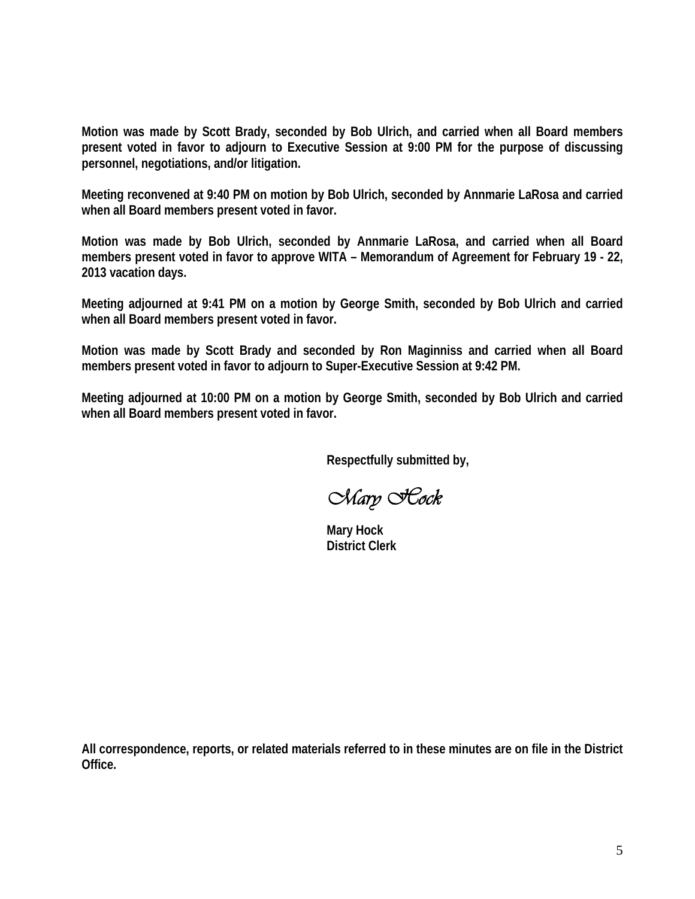**Motion was made by Scott Brady, seconded by Bob Ulrich, and carried when all Board members present voted in favor to adjourn to Executive Session at 9:00 PM for the purpose of discussing personnel, negotiations, and/or litigation.**

**Meeting reconvened at 9:40 PM on motion by Bob Ulrich, seconded by Annmarie LaRosa and carried when all Board members present voted in favor.**

**Motion was made by Bob Ulrich, seconded by Annmarie LaRosa, and carried when all Board members present voted in favor to approve WITA – Memorandum of Agreement for February 19 - 22, 2013 vacation days.**

**Meeting adjourned at 9:41 PM on a motion by George Smith, seconded by Bob Ulrich and carried when all Board members present voted in favor.**

**Motion was made by Scott Brady and seconded by Ron Maginniss and carried when all Board members present voted in favor to adjourn to Super-Executive Session at 9:42 PM.**

**Meeting adjourned at 10:00 PM on a motion by George Smith, seconded by Bob Ulrich and carried when all Board members present voted in favor.**

**Respectfully submitted by,**

*Mary Hock*

**Mary Hock**
**District Clerk**

**All correspondence, reports, or related materials referred to in these minutes are on file in the District Office.**